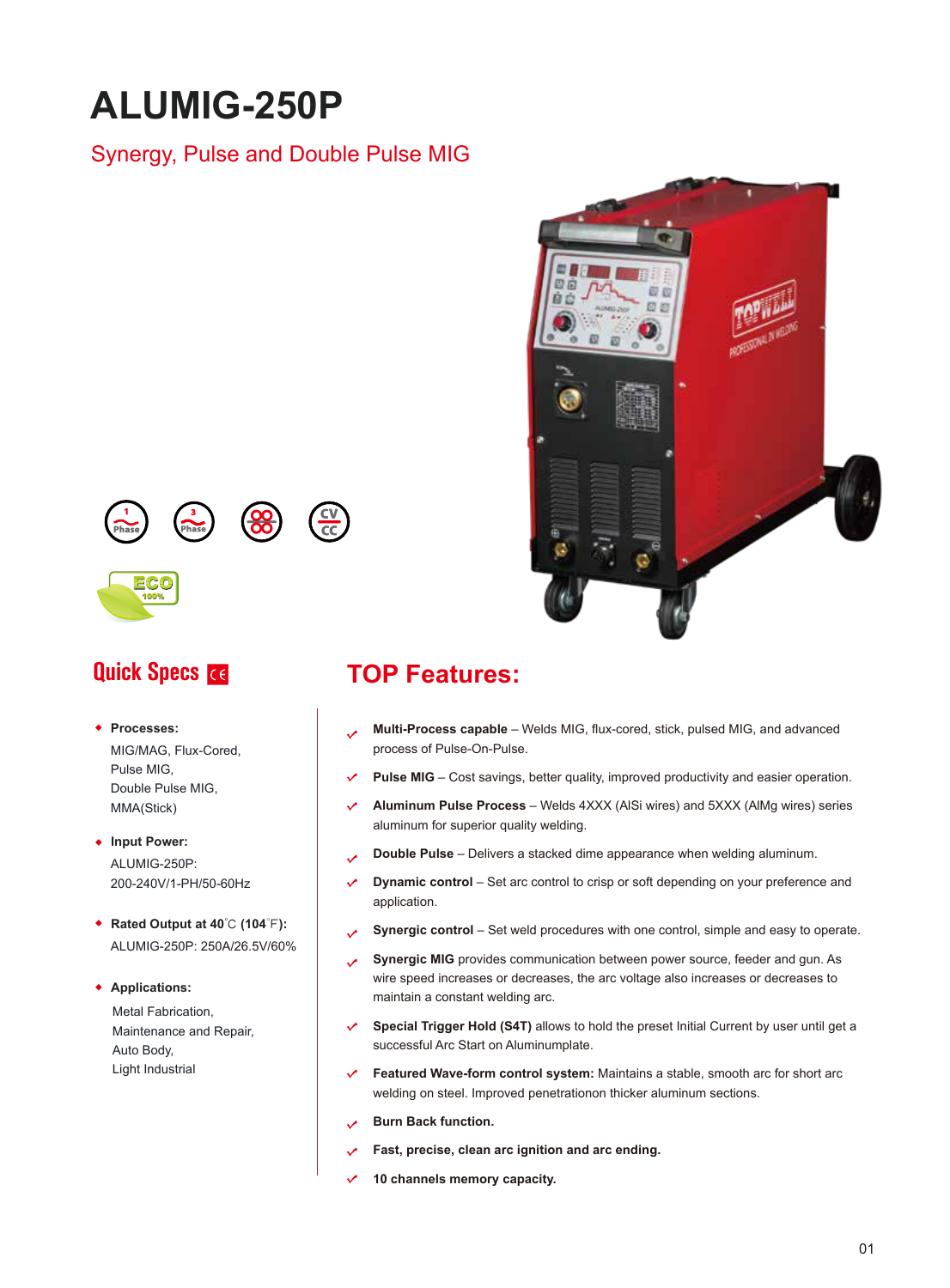# ALUMIG-250P

## Synergy, Pulse and Double Pulse MIG

## Quick Specs

- **Processes:**
  MIG/MAG, Flux-Cored,
  Pulse MIG,
  Double Pulse MIG,
  MMA(Stick)
- **Input Power:**
  ALUMIG-250P:
  200-240V/1-PH/50-60Hz
- **Rated Output at 40°C (104°F):**
  ALUMIG-250P: 250A/26.5V/60%
- **Applications:**
  Metal Fabrication,
  Maintenance and Repair,
  Auto Body,
  Light Industrial

## TOP Features:

- **Multi-Process capable** – Welds MIG, flux-cored, stick, pulsed MIG, and advanced process of Pulse-On-Pulse.
- **Pulse MIG** – Cost savings, better quality, improved productivity and easier operation.
- **Aluminum Pulse Process** – Welds 4XXX (AlSi wires) and 5XXX (AlMg wires) series aluminum for superior quality welding.
- **Double Pulse** – Delivers a stacked dime appearance when welding aluminum.
- **Dynamic control** – Set arc control to crisp or soft depending on your preference and application.
- **Synergic control** – Set weld procedures with one control, simple and easy to operate.
- **Synergic MIG** provides communication between power source, feeder and gun. As wire speed increases or decreases, the arc voltage also increases or decreases to maintain a constant welding arc.
- **Special Trigger Hold (S4T)** allows to hold the preset Initial Current by user until get a successful Arc Start on Aluminumplate.
- **Featured Wave-form control system:** Maintains a stable, smooth arc for short arc welding on steel. Improved penetrationon thicker aluminum sections.
- **Burn Back function.**
- **Fast, precise, clean arc ignition and arc ending.**
- **10 channels memory capacity.**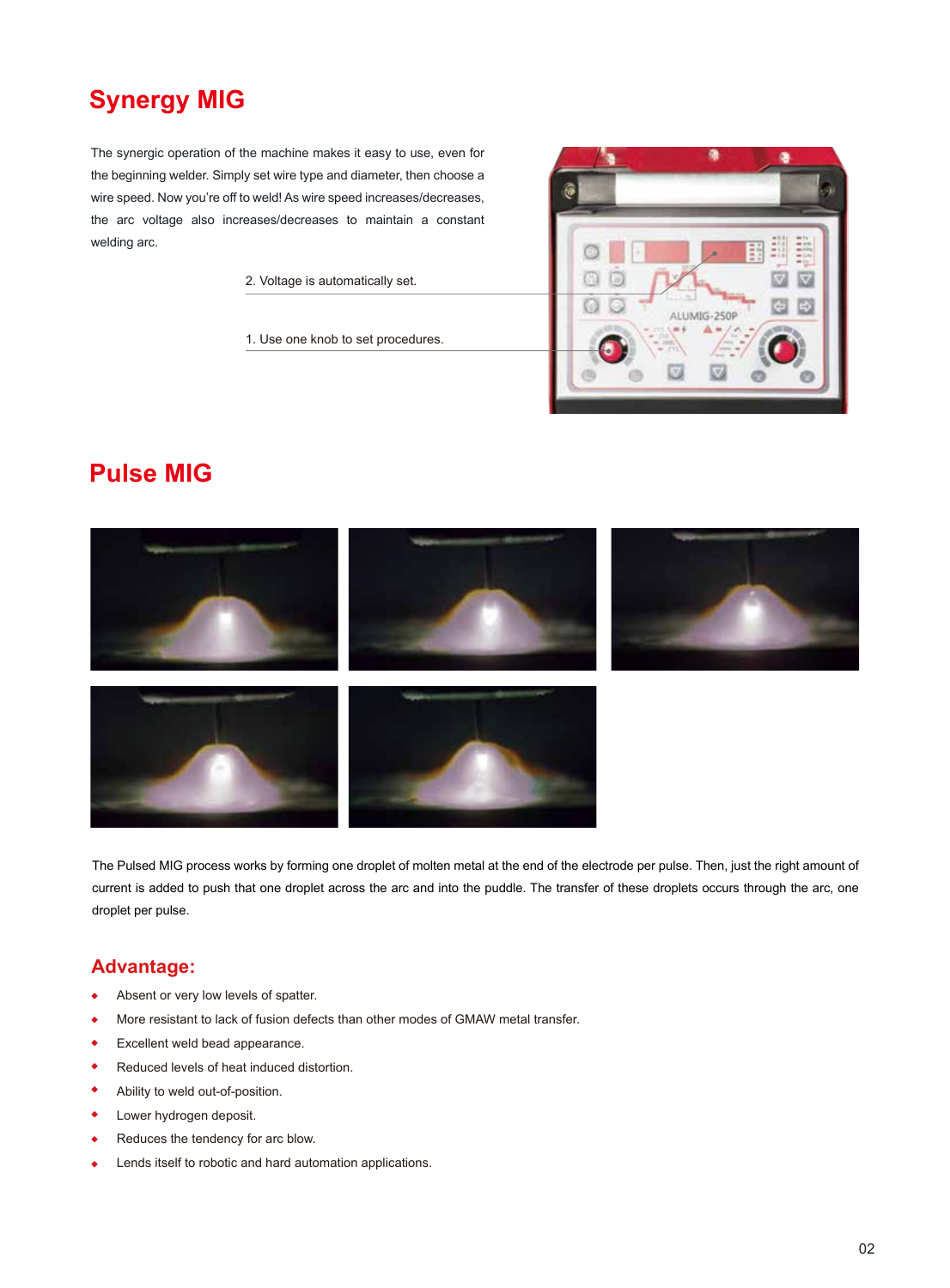## Synergy MIG

The synergic operation of the machine makes it easy to use, even for the beginning welder. Simply set wire type and diameter, then choose a wire speed. Now you're off to weld! As wire speed increases/decreases, the arc voltage also increases/decreases to maintain a constant welding arc.

2. Voltage is automatically set.

1. Use one knob to set procedures.

## Pulse MIG

The Pulsed MIG process works by forming one droplet of molten metal at the end of the electrode per pulse. Then, just the right amount of current is added to push that one droplet across the arc and into the puddle. The transfer of these droplets occurs through the arc, one droplet per pulse.

### Advantage:

- Absent or very low levels of spatter.
- More resistant to lack of fusion defects than other modes of GMAW metal transfer.
- Excellent weld bead appearance.
- Reduced levels of heat induced distortion.
- Ability to weld out-of-position.
- Lower hydrogen deposit.
- Reduces the tendency for arc blow.
- Lends itself to robotic and hard automation applications.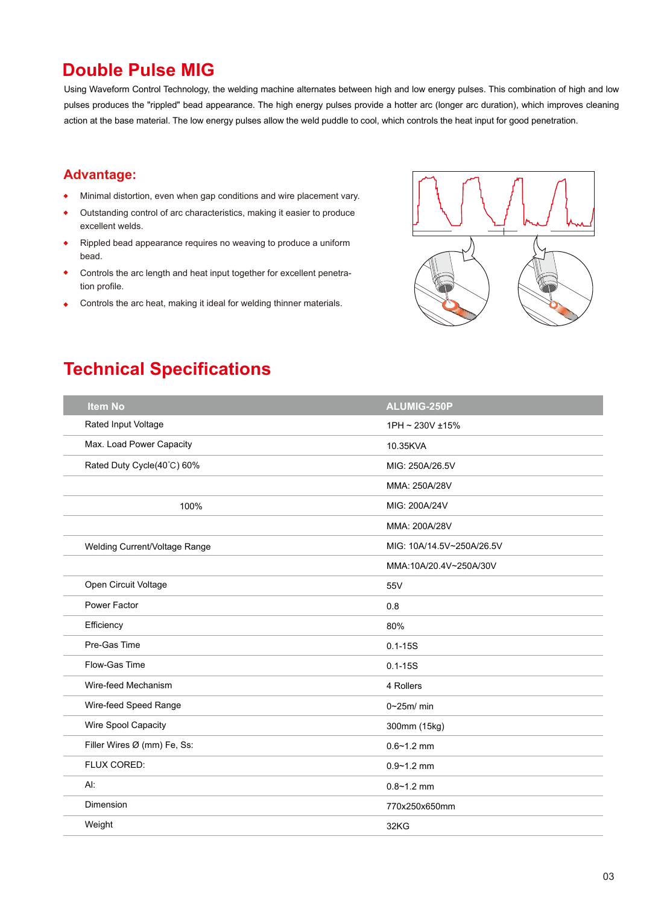## Double Pulse MIG

Using Waveform Control Technology, the welding machine alternates between high and low energy pulses. This combination of high and low pulses produces the "rippled" bead appearance. The high energy pulses provide a hotter arc (longer arc duration), which improves cleaning action at the base material. The low energy pulses allow the weld puddle to cool, which controls the heat input for good penetration.

### Advantage:

- Minimal distortion, even when gap conditions and wire placement vary.
- Outstanding control of arc characteristics, making it easier to produce excellent welds.
- Rippled bead appearance requires no weaving to produce a uniform bead.
- Controls the arc length and heat input together for excellent penetration profile.
- Controls the arc heat, making it ideal for welding thinner materials.

## Technical Specifications

| Item No | ALUMIG-250P |
|---|---|
| Rated Input Voltage | 1PH ~ 230V ±15% |
| Max. Load Power Capacity | 10.35KVA |
| Rated Duty Cycle(40˚C) 60% | MIG: 250A/26.5V |
| | MMA: 250A/28V |
| 100% | MIG: 200A/24V |
| | MMA: 200A/28V |
| Welding Current/Voltage Range | MIG: 10A/14.5V~250A/26.5V |
| | MMA:10A/20.4V~250A/30V |
| Open Circuit Voltage | 55V |
| Power Factor | 0.8 |
| Efficiency | 80% |
| Pre-Gas Time | 0.1-15S |
| Flow-Gas Time | 0.1-15S |
| Wire-feed Mechanism | 4 Rollers |
| Wire-feed Speed Range | 0~25m/ min |
| Wire Spool Capacity | 300mm (15kg) |
| Filler Wires Ø (mm) Fe, Ss: | 0.6~1.2 mm |
| FLUX CORED: | 0.9~1.2 mm |
| Al: | 0.8~1.2 mm |
| Dimension | 770x250x650mm |
| Weight | 32KG |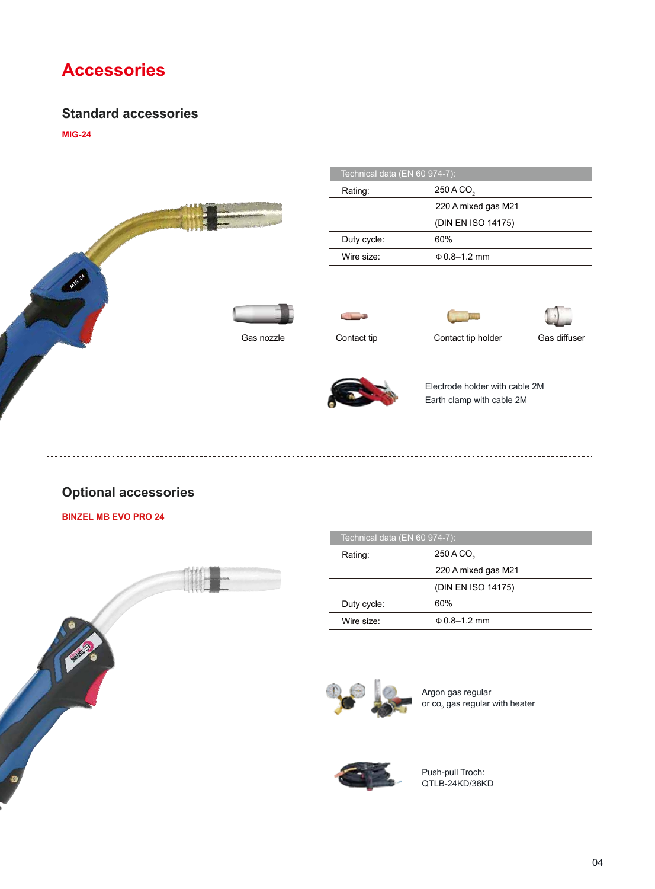# Accessories

## Standard accessories

**MIG-24**

| Technical data (EN 60 974-7): | |
|---|---|
| Rating: | 250 A $CO_2$ |
| | 220 A mixed gas M21 |
| | (DIN EN ISO 14175) |
| Duty cycle: | 60% |
| Wire size: | Φ 0.8–1.2 mm |

Gas nozzle

Contact tip

Contact tip holder

Gas diffuser

Electrode holder with cable 2M
Earth clamp with cable 2M

## Optional accessories

**BINZEL MB EVO PRO 24**

| Technical data (EN 60 974-7): | |
|---|---|
| Rating: | 250 A $CO_2$ |
| | 220 A mixed gas M21 |
| | (DIN EN ISO 14175) |
| Duty cycle: | 60% |
| Wire size: | Φ 0.8–1.2 mm |

Argon gas regular
or $co_2$ gas regular with heater

Push-pull Troch:
QTLB-24KD/36KD